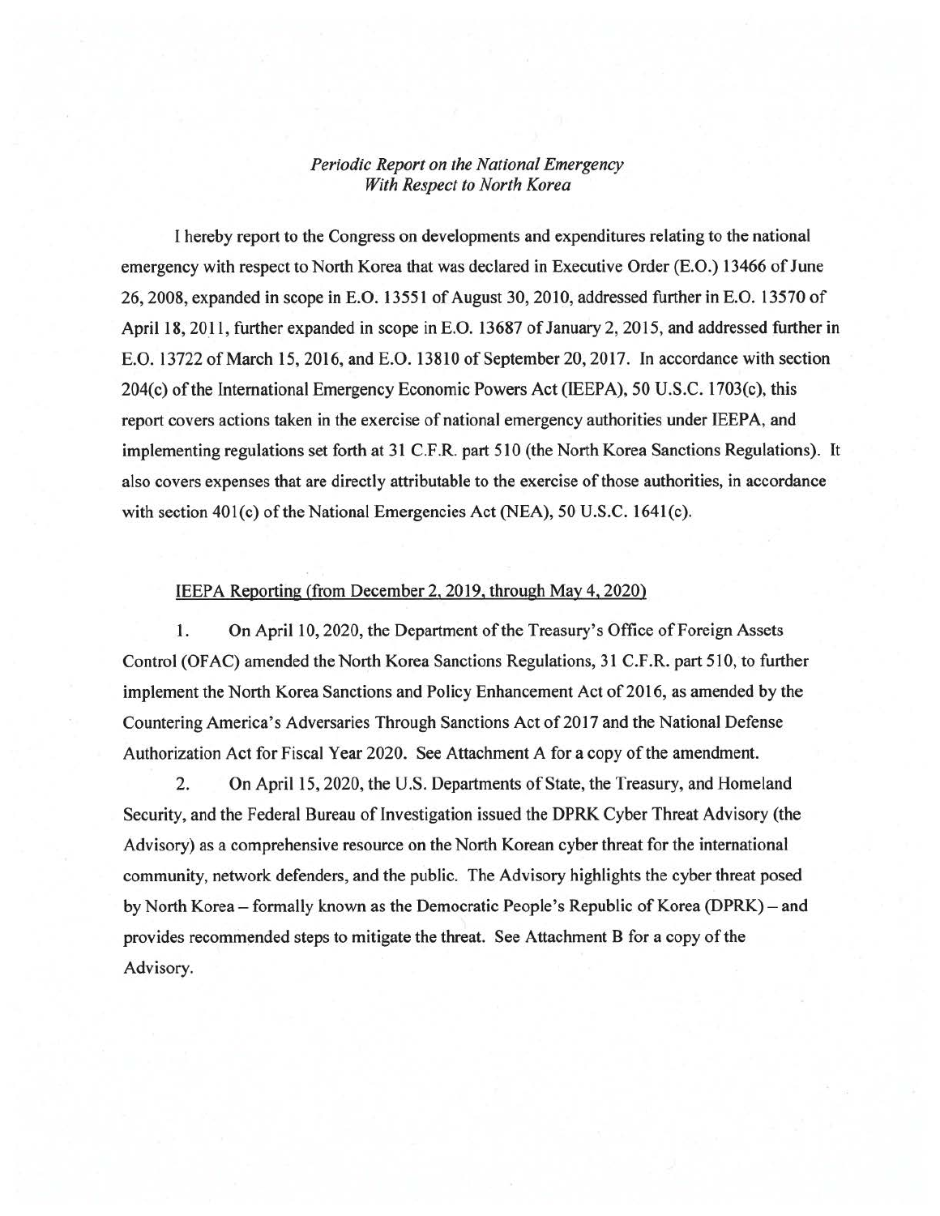*Periodic Report on the National Emergency With Respect to North Korea*

I hereby report to the Congress on developments and expenditures relating to the national emergency with respect to North Korea that was declared in Executive Order (E.O.) 13466 of June 26, 2008, expanded in scope in E.O. 13551 of August 30, 2010, addressed further in E.O. 13570 of April 18, 2011, further expanded in scope in E.O. 13687 of January 2, 2015, and addressed further in E.O. 13722 of March 15, 2016, and E.O. 13810 of September 20, 2017. In accordance with section 204(c) of the International Emergency Economic Powers Act (IEEPA), 50 U.S.C. 1703(c), this report covers actions taken in the exercise of national emergency authorities under IEEPA, and implementing regulations set forth at 31 C.F.R. part 510 (the North Korea Sanctions Regulations). It also covers expenses that are directly attributable to the exercise of those authorities, in accordance with section 401(c) of the National Emergencies Act (NEA), 50 U.S.C. 1641(c).

IEEPA Reporting (from December 2, 2019, through May 4, 2020)

1. On April 10, 2020, the Department of the Treasury's Office of Foreign Assets Control (OFAC) amended the North Korea Sanctions Regulations, 31 C.F.R. part 510, to further implement the North Korea Sanctions and Policy Enhancement Act of 2016, as amended by the Countering America's Adversaries Through Sanctions Act of 2017 and the National Defense Authorization Act for Fiscal Year 2020. See Attachment A for a copy of the amendment.

2. On April 15, 2020, the U.S. Departments of State, the Treasury, and Homeland Security, and the Federal Bureau of Investigation issued the DPRK Cyber Threat Advisory (the Advisory) as a comprehensive resource on the North Korean cyber threat for the international community, network defenders, and the public. The Advisory highlights the cyber threat posed by North Korea – formally known as the Democratic People's Republic of Korea (DPRK) – and provides recommended steps to mitigate the threat. See Attachment B for a copy of the Advisory.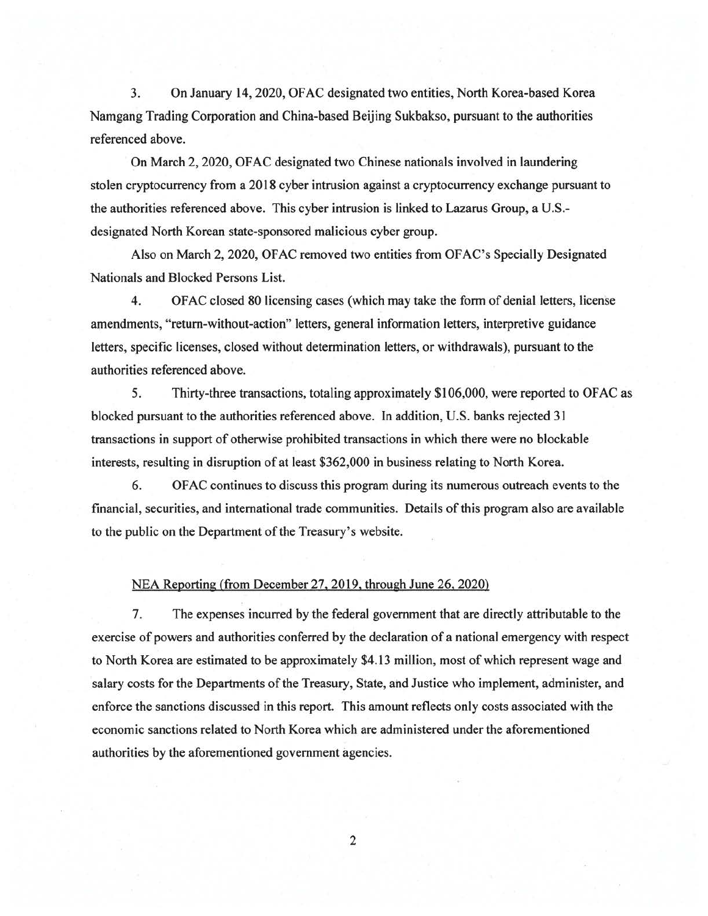3. On January 14, 2020, OFAC designated two entities, North Korea-based Korea Namgang Trading Corporation and China-based Beijing Sukbakso, pursuant to the authorities referenced above.

On March 2, 2020, OFAC designated two Chinese nationals involved in laundering stolen cryptocurrency from a 2018 cyber intrusion against a cryptocurrency exchange pursuant to the authorities referenced above. This cyber intrusion is linked to Lazarus Group, a U.S.-designated North Korean state-sponsored malicious cyber group.

Also on March 2, 2020, OFAC removed two entities from OFAC's Specially Designated Nationals and Blocked Persons List.

4. OFAC closed 80 licensing cases (which may take the form of denial letters, license amendments, "return-without-action" letters, general information letters, interpretive guidance letters, specific licenses, closed without determination letters, or withdrawals), pursuant to the authorities referenced above.

5. Thirty-three transactions, totaling approximately $106,000, were reported to OFAC as blocked pursuant to the authorities referenced above. In addition, U.S. banks rejected 31 transactions in support of otherwise prohibited transactions in which there were no blockable interests, resulting in disruption of at least $362,000 in business relating to North Korea.

6. OFAC continues to discuss this program during its numerous outreach events to the financial, securities, and international trade communities. Details of this program also are available to the public on the Department of the Treasury's website.

NEA Reporting (from December 27, 2019, through June 26, 2020)

7. The expenses incurred by the federal government that are directly attributable to the exercise of powers and authorities conferred by the declaration of a national emergency with respect to North Korea are estimated to be approximately $4.13 million, most of which represent wage and salary costs for the Departments of the Treasury, State, and Justice who implement, administer, and enforce the sanctions discussed in this report. This amount reflects only costs associated with the economic sanctions related to North Korea which are administered under the aforementioned authorities by the aforementioned government agencies.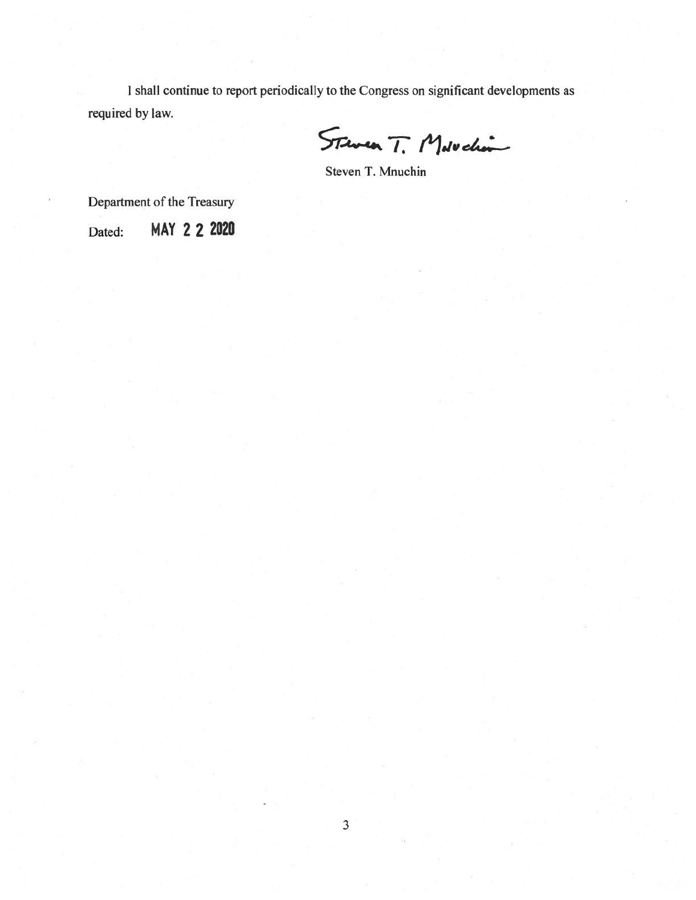I shall continue to report periodically to the Congress on significant developments as required by law.

Steven T. Mnuchin

Steven T. Mnuchin

Department of the Treasury

Dated: MAY 2 2 2020